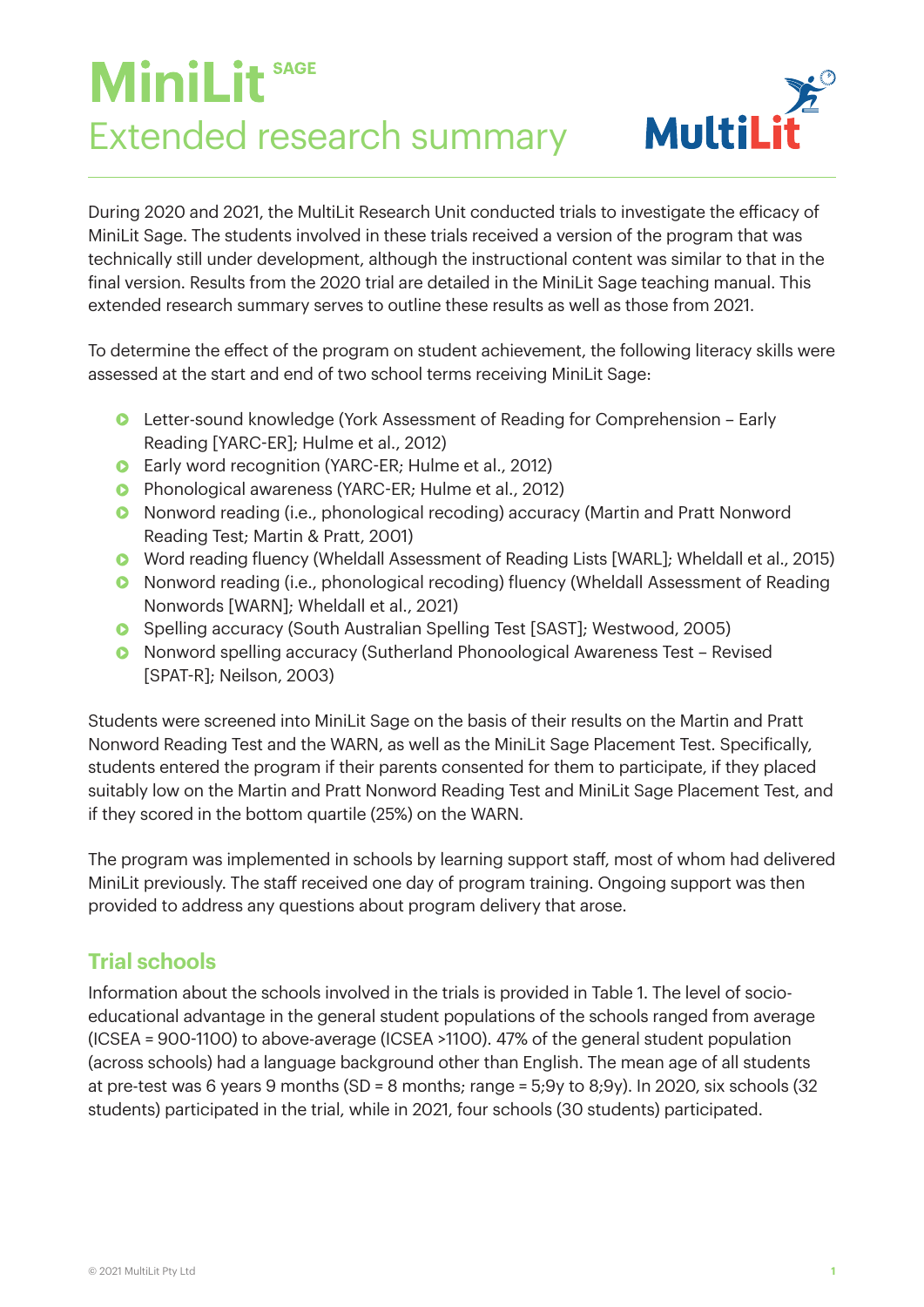# MiniLit SAGE
## Extended research summary

MultiLit

During 2020 and 2021, the MultiLit Research Unit conducted trials to investigate the efficacy of MiniLit Sage. The students involved in these trials received a version of the program that was technically still under development, although the instructional content was similar to that in the final version. Results from the 2020 trial are detailed in the MiniLit Sage teaching manual. This extended research summary serves to outline these results as well as those from 2021.

To determine the effect of the program on student achievement, the following literacy skills were assessed at the start and end of two school terms receiving MiniLit Sage:

- Letter-sound knowledge (York Assessment of Reading for Comprehension – Early Reading [YARC-ER]; Hulme et al., 2012)
- Early word recognition (YARC-ER; Hulme et al., 2012)
- Phonological awareness (YARC-ER; Hulme et al., 2012)
- Nonword reading (i.e., phonological recoding) accuracy (Martin and Pratt Nonword Reading Test; Martin & Pratt, 2001)
- Word reading fluency (Wheldall Assessment of Reading Lists [WARL]; Wheldall et al., 2015)
- Nonword reading (i.e., phonological recoding) fluency (Wheldall Assessment of Reading Nonwords [WARN]; Wheldall et al., 2021)
- Spelling accuracy (South Australian Spelling Test [SAST]; Westwood, 2005)
- Nonword spelling accuracy (Sutherland Phonoological Awareness Test – Revised [SPAT-R]; Neilson, 2003)

Students were screened into MiniLit Sage on the basis of their results on the Martin and Pratt Nonword Reading Test and the WARN, as well as the MiniLit Sage Placement Test. Specifically, students entered the program if their parents consented for them to participate, if they placed suitably low on the Martin and Pratt Nonword Reading Test and MiniLit Sage Placement Test, and if they scored in the bottom quartile (25%) on the WARN.

The program was implemented in schools by learning support staff, most of whom had delivered MiniLit previously. The staff received one day of program training. Ongoing support was then provided to address any questions about program delivery that arose.

## Trial schools

Information about the schools involved in the trials is provided in Table 1. The level of socio-educational advantage in the general student populations of the schools ranged from average (ICSEA = 900-1100) to above-average (ICSEA >1100). 47% of the general student population (across schools) had a language background other than English. The mean age of all students at pre-test was 6 years 9 months (SD = 8 months; range = 5;9y to 8;9y). In 2020, six schools (32 students) participated in the trial, while in 2021, four schools (30 students) participated.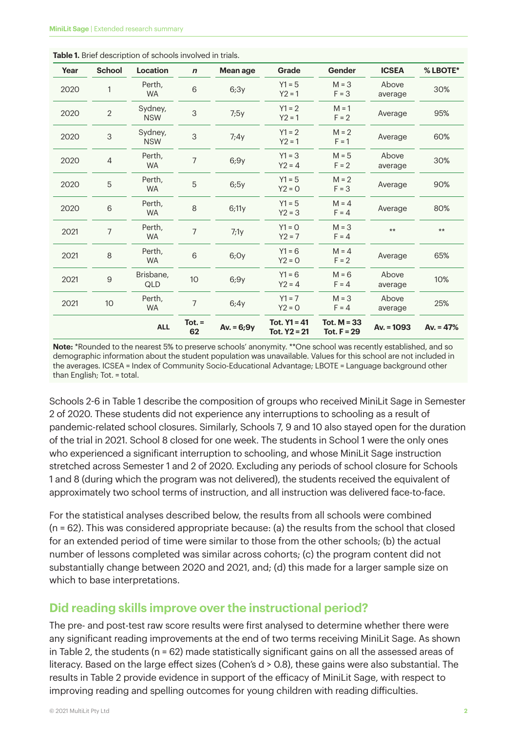**Table 1.** Brief description of schools involved in trials.

| Year | School | Location | $n$ | Mean age | Grade | Gender | ICSEA | % LBOTE* |
|---|---|---|---|---|---|---|---|---|
| 2020 | 1 | Perth, WA | 6 | 6;3y | Y1 = 5<br>Y2 = 1 | M = 3<br>F = 3 | Above average | 30% |
| 2020 | 2 | Sydney, NSW | 3 | 7;5y | Y1 = 2<br>Y2 = 1 | M = 1<br>F = 2 | Average | 95% |
| 2020 | 3 | Sydney, NSW | 3 | 7;4y | Y1 = 2<br>Y2 = 1 | M = 2<br>F = 1 | Average | 60% |
| 2020 | 4 | Perth, WA | 7 | 6;9y | Y1 = 3<br>Y2 = 4 | M = 5<br>F = 2 | Above average | 30% |
| 2020 | 5 | Perth, WA | 5 | 6;5y | Y1 = 5<br>Y2 = 0 | M = 2<br>F = 3 | Average | 90% |
| 2020 | 6 | Perth, WA | 8 | 6;11y | Y1 = 5<br>Y2 = 3 | M = 4<br>F = 4 | Average | 80% |
| 2021 | 7 | Perth, WA | 7 | 7;1y | Y1 = 0<br>Y2 = 7 | M = 3<br>F = 4 | ** | ** |
| 2021 | 8 | Perth, WA | 6 | 6;0y | Y1 = 6<br>Y2 = 0 | M = 4<br>F = 2 | Average | 65% |
| 2021 | 9 | Brisbane, QLD | 10 | 6;9y | Y1 = 6<br>Y2 = 4 | M = 6<br>F = 4 | Above average | 10% |
| 2021 | 10 | Perth, WA | 7 | 6;4y | Y1 = 7<br>Y2 = 0 | M = 3<br>F = 4 | Above average | 25% |
| | | **ALL** | **Tot. = 62** | **Av. = 6;9y** | **Tot. Y1 = 41<br>Tot. Y2 = 21** | **Tot. M = 33<br>Tot. F = 29** | **Av. = 1093** | **Av. = 47%** |

**Note:** *Rounded to the nearest 5% to preserve schools' anonymity. **One school was recently established, and so demographic information about the student population was unavailable. Values for this school are not included in the averages. ICSEA = Index of Community Socio-Educational Advantage; LBOTE = Language background other than English; Tot. = total.

Schools 2-6 in Table 1 describe the composition of groups who received MiniLit Sage in Semester 2 of 2020. These students did not experience any interruptions to schooling as a result of pandemic-related school closures. Similarly, Schools 7, 9 and 10 also stayed open for the duration of the trial in 2021. School 8 closed for one week. The students in School 1 were the only ones who experienced a significant interruption to schooling, and whose MiniLit Sage instruction stretched across Semester 1 and 2 of 2020. Excluding any periods of school closure for Schools 1 and 8 (during which the program was not delivered), the students received the equivalent of approximately two school terms of instruction, and all instruction was delivered face-to-face.

For the statistical analyses described below, the results from all schools were combined (n = 62). This was considered appropriate because: (a) the results from the school that closed for an extended period of time were similar to those from the other schools; (b) the actual number of lessons completed was similar across cohorts; (c) the program content did not substantially change between 2020 and 2021, and; (d) this made for a larger sample size on which to base interpretations.

## Did reading skills improve over the instructional period?

The pre- and post-test raw score results were first analysed to determine whether there were any significant reading improvements at the end of two terms receiving MiniLit Sage. As shown in Table 2, the students (n = 62) made statistically significant gains on all the assessed areas of literacy. Based on the large effect sizes (Cohen's $d > 0.8$), these gains were also substantial. The results in Table 2 provide evidence in support of the efficacy of MiniLit Sage, with respect to improving reading and spelling outcomes for young children with reading difficulties.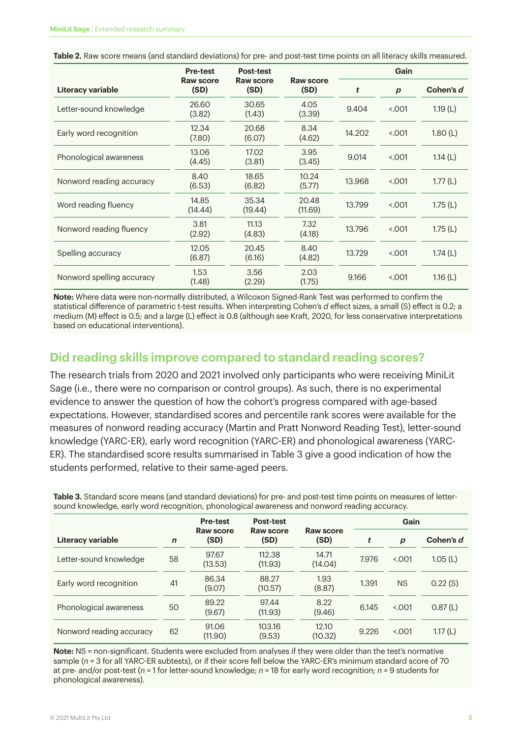**Table 2.** Raw score means (and standard deviations) for pre- and post-test time points on all literacy skills measured.

| Literacy variable | Pre-test Raw score (SD) | Post-test Raw score (SD) | Gain | | | |
|---|---|---|---|---|---|---|
| | | | Raw score (SD) | *t* | *p* | Cohen's *d* |
| Letter-sound knowledge | 26.60 (3.82) | 30.65 (1.43) | 4.05 (3.39) | 9.404 | <.001 | 1.19 (L) |
| Early word recognition | 12.34 (7.80) | 20.68 (6.07) | 8.34 (4.62) | 14.202 | <.001 | 1.80 (L) |
| Phonological awareness | 13.06 (4.45) | 17.02 (3.81) | 3.95 (3.45) | 9.014 | <.001 | 1.14 (L) |
| Nonword reading accuracy | 8.40 (6.53) | 18.65 (6.82) | 10.24 (5.77) | 13.968 | <.001 | 1.77 (L) |
| Word reading fluency | 14.85 (14.44) | 35.34 (19.44) | 20.48 (11.69) | 13.799 | <.001 | 1.75 (L) |
| Nonword reading fluency | 3.81 (2.92) | 11.13 (4.83) | 7.32 (4.18) | 13.796 | <.001 | 1.75 (L) |
| Spelling accuracy | 12.05 (6.87) | 20.45 (6.16) | 8.40 (4.82) | 13.729 | <.001 | 1.74 (L) |
| Nonword spelling accuracy | 1.53 (1.48) | 3.56 (2.29) | 2.03 (1.75) | 9.166 | <.001 | 1.16 (L) |

**Note:** Where data were non-normally distributed, a Wilcoxon Signed-Rank Test was performed to confirm the statistical difference of parametric t-test results. When interpreting Cohen's *d* effect sizes, a small (S) effect is 0.2; a medium (M) effect is 0.5; and a large (L) effect is 0.8 (although see Kraft, 2020, for less conservative interpretations based on educational interventions).

## Did reading skills improve compared to standard reading scores?

The research trials from 2020 and 2021 involved only participants who were receiving MiniLit Sage (i.e., there were no comparison or control groups). As such, there is no experimental evidence to answer the question of how the cohort's progress compared with age-based expectations. However, standardised scores and percentile rank scores were available for the measures of nonword reading accuracy (Martin and Pratt Nonword Reading Test), letter-sound knowledge (YARC-ER), early word recognition (YARC-ER) and phonological awareness (YARC-ER). The standardised score results summarised in Table 3 give a good indication of how the students performed, relative to their same-aged peers.

**Table 3.** Standard score means (and standard deviations) for pre- and post-test time points on measures of letter-sound knowledge, early word recognition, phonological awareness and nonword reading accuracy.

| Literacy variable | *n* | Pre-test Raw score (SD) | Post-test Raw score (SD) | Gain | | | |
|---|---|---|---|---|---|---|---|
| | | | | Raw score (SD) | *t* | *p* | Cohen's *d* |
| Letter-sound knowledge | 58 | 97.67 (13.53) | 112.38 (11.93) | 14.71 (14.04) | 7.976 | <.001 | 1.05 (L) |
| Early word recognition | 41 | 86.34 (9.07) | 88.27 (10.57) | 1.93 (8.87) | 1.391 | NS | 0.22 (S) |
| Phonological awareness | 50 | 89.22 (9.67) | 97.44 (11.93) | 8.22 (9.46) | 6.145 | <.001 | 0.87 (L) |
| Nonword reading accuracy | 62 | 91.06 (11.90) | 103.16 (9.53) | 12.10 (10.32) | 9.226 | <.001 | 1.17 (L) |

**Note:** NS = non-significant. Students were excluded from analyses if they were older than the test's normative sample (*n* = 3 for all YARC-ER subtests), or if their score fell below the YARC-ER's minimum standard score of 70 at pre- and/or post-test (*n* = 1 for letter-sound knowledge; *n* = 18 for early word recognition; *n* = 9 students for phonological awareness).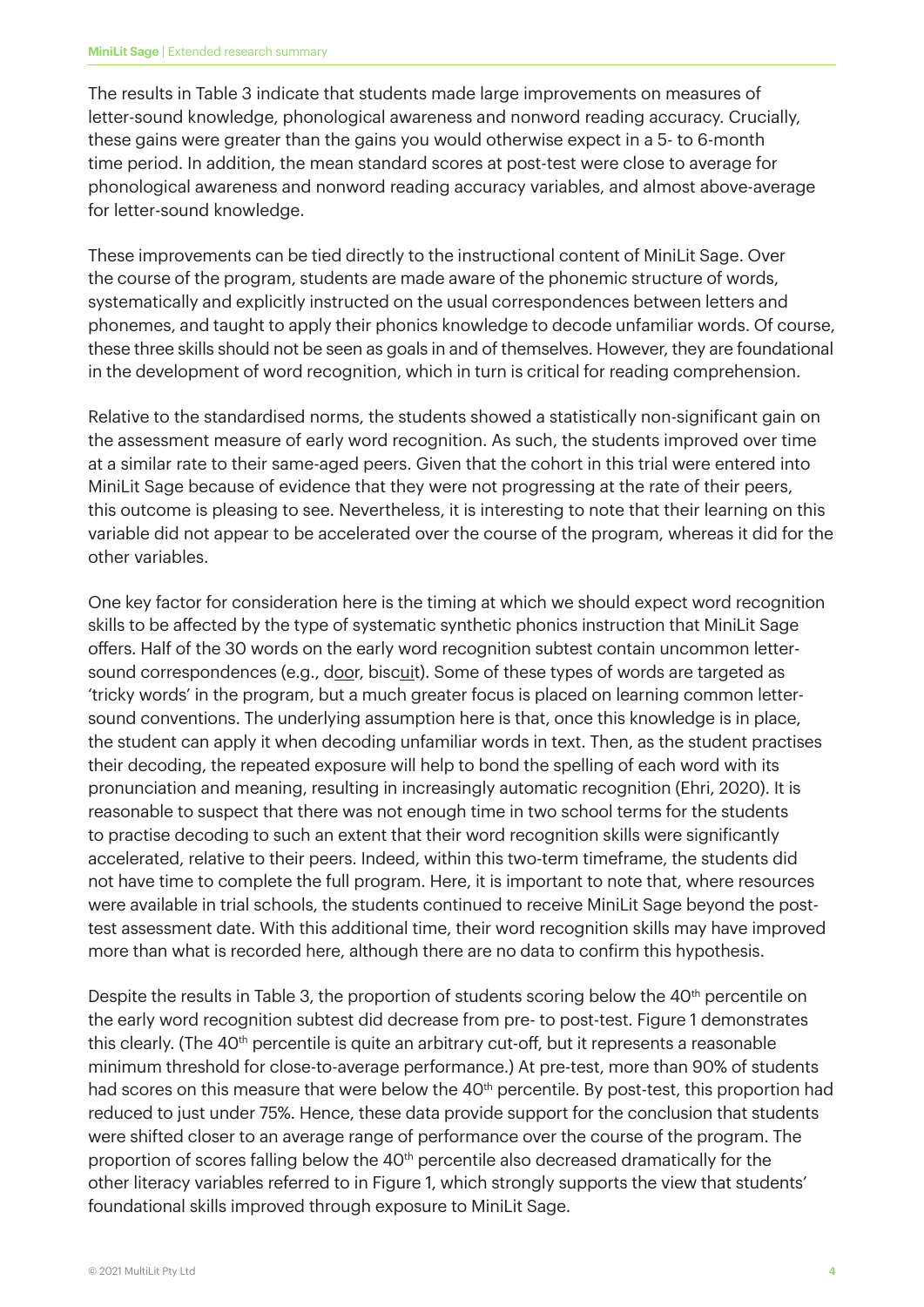The results in Table 3 indicate that students made large improvements on measures of letter-sound knowledge, phonological awareness and nonword reading accuracy. Crucially, these gains were greater than the gains you would otherwise expect in a 5- to 6-month time period. In addition, the mean standard scores at post-test were close to average for phonological awareness and nonword reading accuracy variables, and almost above-average for letter-sound knowledge.

These improvements can be tied directly to the instructional content of MiniLit Sage. Over the course of the program, students are made aware of the phonemic structure of words, systematically and explicitly instructed on the usual correspondences between letters and phonemes, and taught to apply their phonics knowledge to decode unfamiliar words. Of course, these three skills should not be seen as goals in and of themselves. However, they are foundational in the development of word recognition, which in turn is critical for reading comprehension.

Relative to the standardised norms, the students showed a statistically non-significant gain on the assessment measure of early word recognition. As such, the students improved over time at a similar rate to their same-aged peers. Given that the cohort in this trial were entered into MiniLit Sage because of evidence that they were not progressing at the rate of their peers, this outcome is pleasing to see. Nevertheless, it is interesting to note that their learning on this variable did not appear to be accelerated over the course of the program, whereas it did for the other variables.

One key factor for consideration here is the timing at which we should expect word recognition skills to be affected by the type of systematic synthetic phonics instruction that MiniLit Sage offers. Half of the 30 words on the early word recognition subtest contain uncommon letter-sound correspondences (e.g., d<u>oo</u>r, bisc<u>ui</u>t). Some of these types of words are targeted as 'tricky words' in the program, but a much greater focus is placed on learning common letter-sound conventions. The underlying assumption here is that, once this knowledge is in place, the student can apply it when decoding unfamiliar words in text. Then, as the student practises their decoding, the repeated exposure will help to bond the spelling of each word with its pronunciation and meaning, resulting in increasingly automatic recognition (Ehri, 2020). It is reasonable to suspect that there was not enough time in two school terms for the students to practise decoding to such an extent that their word recognition skills were significantly accelerated, relative to their peers. Indeed, within this two-term timeframe, the students did not have time to complete the full program. Here, it is important to note that, where resources were available in trial schools, the students continued to receive MiniLit Sage beyond the post-test assessment date. With this additional time, their word recognition skills may have improved more than what is recorded here, although there are no data to confirm this hypothesis.

Despite the results in Table 3, the proportion of students scoring below the 40th percentile on the early word recognition subtest did decrease from pre- to post-test. Figure 1 demonstrates this clearly. (The 40th percentile is quite an arbitrary cut-off, but it represents a reasonable minimum threshold for close-to-average performance.) At pre-test, more than 90% of students had scores on this measure that were below the 40th percentile. By post-test, this proportion had reduced to just under 75%. Hence, these data provide support for the conclusion that students were shifted closer to an average range of performance over the course of the program. The proportion of scores falling below the 40th percentile also decreased dramatically for the other literacy variables referred to in Figure 1, which strongly supports the view that students' foundational skills improved through exposure to MiniLit Sage.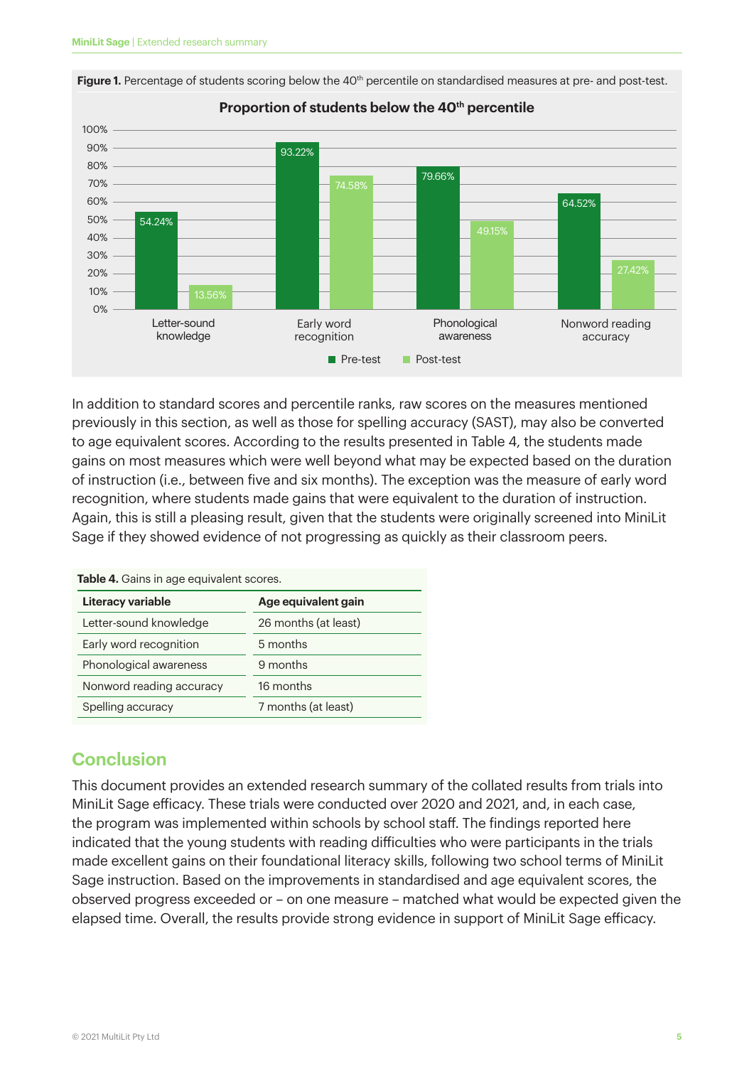**Figure 1.** Percentage of students scoring below the 40th percentile on standardised measures at pre- and post-test.

| Proportion of students below the 40th percentile | Pre-test | Post-test |
|---|---|---|
| Letter-sound knowledge | 54.24% | 13.56% |
| Early word recognition | 93.22% | 74.58% |
| Phonological awareness | 79.66% | 49.15% |
| Nonword reading accuracy | 64.52% | 27.42% |

In addition to standard scores and percentile ranks, raw scores on the measures mentioned previously in this section, as well as those for spelling accuracy (SAST), may also be converted to age equivalent scores. According to the results presented in Table 4, the students made gains on most measures which were well beyond what may be expected based on the duration of instruction (i.e., between five and six months). The exception was the measure of early word recognition, where students made gains that were equivalent to the duration of instruction. Again, this is still a pleasing result, given that the students were originally screened into MiniLit Sage if they showed evidence of not progressing as quickly as their classroom peers.

**Table 4.** Gains in age equivalent scores.

| Literacy variable | Age equivalent gain |
|---|---|
| Letter-sound knowledge | 26 months (at least) |
| Early word recognition | 5 months |
| Phonological awareness | 9 months |
| Nonword reading accuracy | 16 months |
| Spelling accuracy | 7 months (at least) |

## Conclusion

This document provides an extended research summary of the collated results from trials into MiniLit Sage efficacy. These trials were conducted over 2020 and 2021, and, in each case, the program was implemented within schools by school staff. The findings reported here indicated that the young students with reading difficulties who were participants in the trials made excellent gains on their foundational literacy skills, following two school terms of MiniLit Sage instruction. Based on the improvements in standardised and age equivalent scores, the observed progress exceeded or – on one measure – matched what would be expected given the elapsed time. Overall, the results provide strong evidence in support of MiniLit Sage efficacy.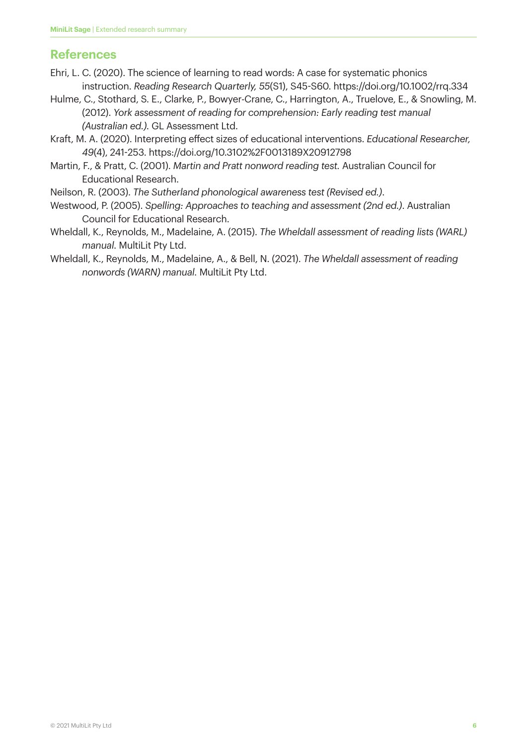## References

Ehri, L. C. (2020). The science of learning to read words: A case for systematic phonics instruction. *Reading Research Quarterly, 55*(S1), S45-S60. https://doi.org/10.1002/rrq.334

Hulme, C., Stothard, S. E., Clarke, P., Bowyer-Crane, C., Harrington, A., Truelove, E., & Snowling, M. (2012). *York assessment of reading for comprehension: Early reading test manual (Australian ed.).* GL Assessment Ltd.

Kraft, M. A. (2020). Interpreting effect sizes of educational interventions. *Educational Researcher, 49*(4), 241-253. https://doi.org/10.3102%2F0013189X20912798

Martin, F., & Pratt, C. (2001). *Martin and Pratt nonword reading test.* Australian Council for Educational Research.

Neilson, R. (2003). *The Sutherland phonological awareness test (Revised ed.)*.

Westwood, P. (2005). *Spelling: Approaches to teaching and assessment (2nd ed.).* Australian Council for Educational Research.

Wheldall, K., Reynolds, M., Madelaine, A. (2015). *The Wheldall assessment of reading lists (WARL) manual.* MultiLit Pty Ltd.

Wheldall, K., Reynolds, M., Madelaine, A., & Bell, N. (2021). *The Wheldall assessment of reading nonwords (WARN) manual.* MultiLit Pty Ltd.